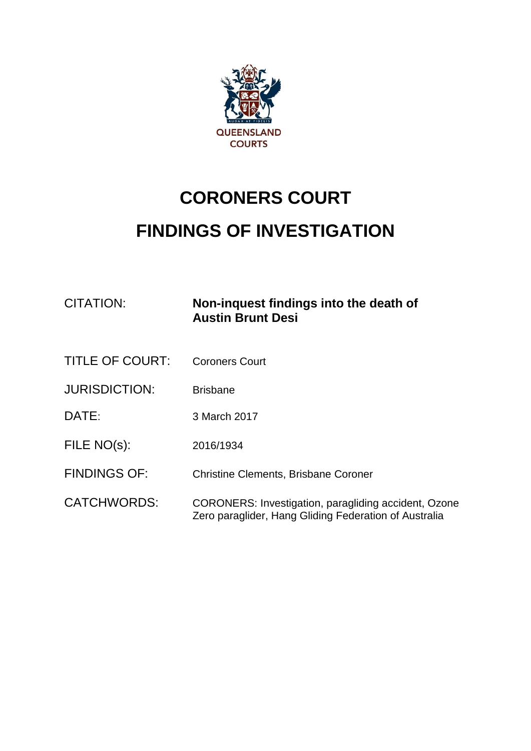QUEENSLAND COURTS

# CORONERS COURT

# FINDINGS OF INVESTIGATION

| | |
|---|---|
| CITATION: | **Non-inquest findings into the death of Austin Brunt Desi** |
| TITLE OF COURT: | Coroners Court |
| JURISDICTION: | Brisbane |
| DATE: | 3 March 2017 |
| FILE NO(s): | 2016/1934 |
| FINDINGS OF: | Christine Clements, Brisbane Coroner |
| CATCHWORDS: | CORONERS: Investigation, paragliding accident, Ozone Zero paraglider, Hang Gliding Federation of Australia |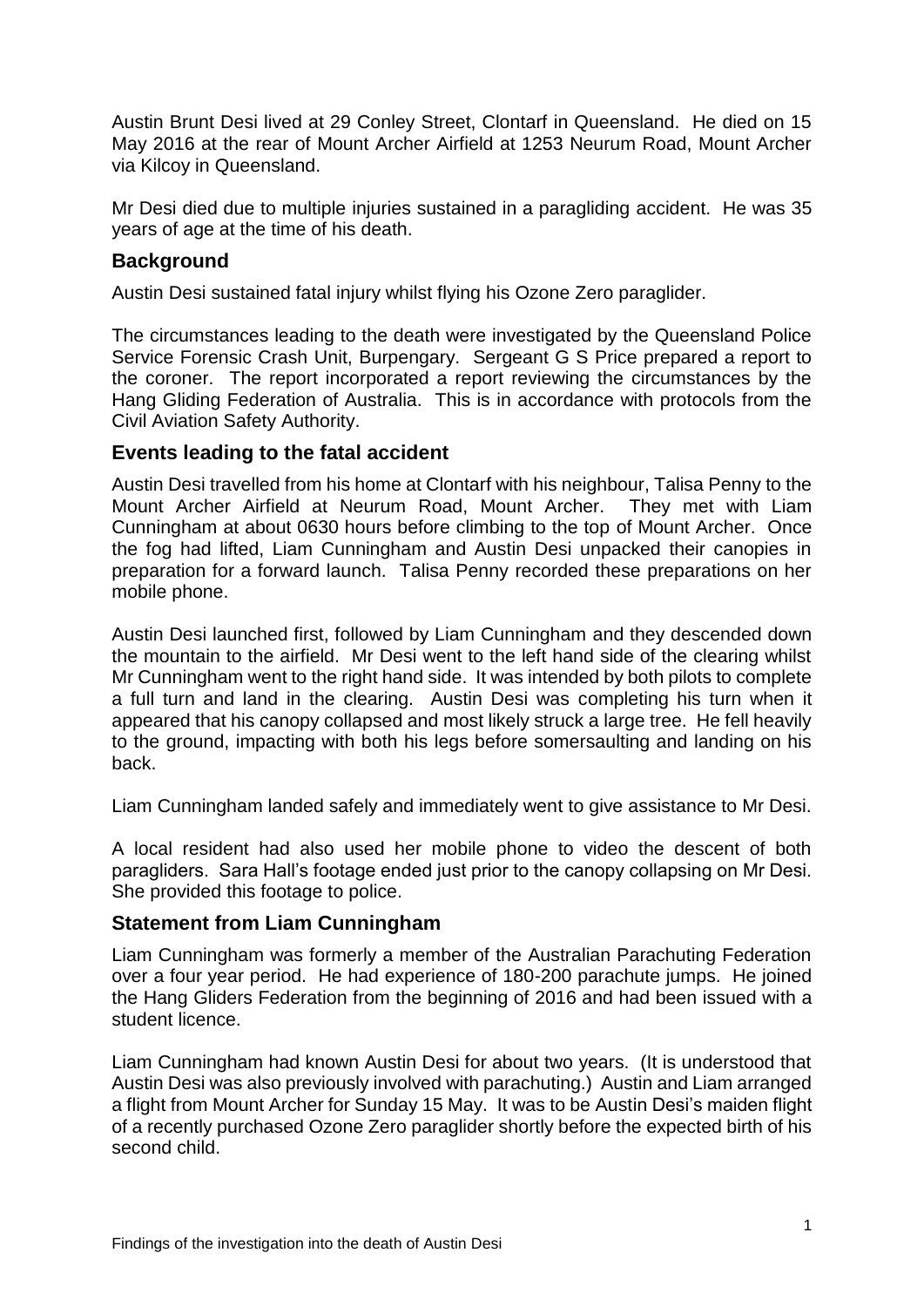Austin Brunt Desi lived at 29 Conley Street, Clontarf in Queensland. He died on 15 May 2016 at the rear of Mount Archer Airfield at 1253 Neurum Road, Mount Archer via Kilcoy in Queensland.

Mr Desi died due to multiple injuries sustained in a paragliding accident. He was 35 years of age at the time of his death.

## Background

Austin Desi sustained fatal injury whilst flying his Ozone Zero paraglider.

The circumstances leading to the death were investigated by the Queensland Police Service Forensic Crash Unit, Burpengary. Sergeant G S Price prepared a report to the coroner. The report incorporated a report reviewing the circumstances by the Hang Gliding Federation of Australia. This is in accordance with protocols from the Civil Aviation Safety Authority.

## Events leading to the fatal accident

Austin Desi travelled from his home at Clontarf with his neighbour, Talisa Penny to the Mount Archer Airfield at Neurum Road, Mount Archer. They met with Liam Cunningham at about 0630 hours before climbing to the top of Mount Archer. Once the fog had lifted, Liam Cunningham and Austin Desi unpacked their canopies in preparation for a forward launch. Talisa Penny recorded these preparations on her mobile phone.

Austin Desi launched first, followed by Liam Cunningham and they descended down the mountain to the airfield. Mr Desi went to the left hand side of the clearing whilst Mr Cunningham went to the right hand side. It was intended by both pilots to complete a full turn and land in the clearing. Austin Desi was completing his turn when it appeared that his canopy collapsed and most likely struck a large tree. He fell heavily to the ground, impacting with both his legs before somersaulting and landing on his back.

Liam Cunningham landed safely and immediately went to give assistance to Mr Desi.

A local resident had also used her mobile phone to video the descent of both paragliders. Sara Hall's footage ended just prior to the canopy collapsing on Mr Desi. She provided this footage to police.

## Statement from Liam Cunningham

Liam Cunningham was formerly a member of the Australian Parachuting Federation over a four year period. He had experience of 180-200 parachute jumps. He joined the Hang Gliders Federation from the beginning of 2016 and had been issued with a student licence.

Liam Cunningham had known Austin Desi for about two years. (It is understood that Austin Desi was also previously involved with parachuting.) Austin and Liam arranged a flight from Mount Archer for Sunday 15 May. It was to be Austin Desi's maiden flight of a recently purchased Ozone Zero paraglider shortly before the expected birth of his second child.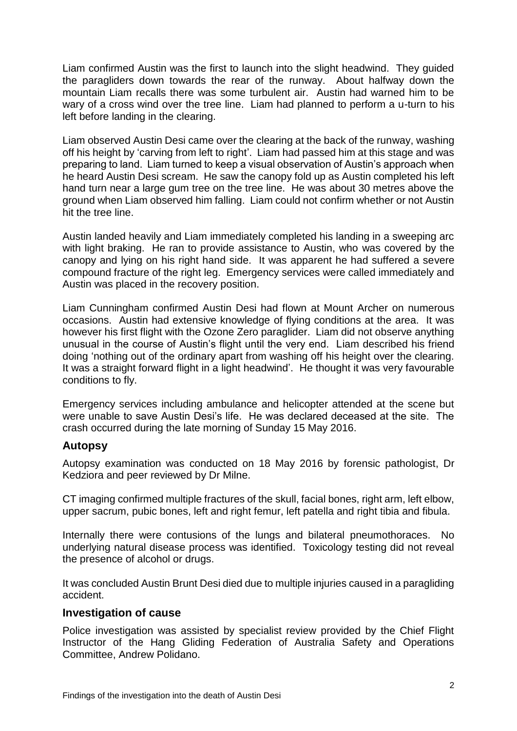Liam confirmed Austin was the first to launch into the slight headwind. They guided the paragliders down towards the rear of the runway. About halfway down the mountain Liam recalls there was some turbulent air. Austin had warned him to be wary of a cross wind over the tree line. Liam had planned to perform a u-turn to his left before landing in the clearing.

Liam observed Austin Desi came over the clearing at the back of the runway, washing off his height by 'carving from left to right'. Liam had passed him at this stage and was preparing to land. Liam turned to keep a visual observation of Austin's approach when he heard Austin Desi scream. He saw the canopy fold up as Austin completed his left hand turn near a large gum tree on the tree line. He was about 30 metres above the ground when Liam observed him falling. Liam could not confirm whether or not Austin hit the tree line.

Austin landed heavily and Liam immediately completed his landing in a sweeping arc with light braking. He ran to provide assistance to Austin, who was covered by the canopy and lying on his right hand side. It was apparent he had suffered a severe compound fracture of the right leg. Emergency services were called immediately and Austin was placed in the recovery position.

Liam Cunningham confirmed Austin Desi had flown at Mount Archer on numerous occasions. Austin had extensive knowledge of flying conditions at the area. It was however his first flight with the Ozone Zero paraglider. Liam did not observe anything unusual in the course of Austin's flight until the very end. Liam described his friend doing 'nothing out of the ordinary apart from washing off his height over the clearing. It was a straight forward flight in a light headwind'. He thought it was very favourable conditions to fly.

Emergency services including ambulance and helicopter attended at the scene but were unable to save Austin Desi's life. He was declared deceased at the site. The crash occurred during the late morning of Sunday 15 May 2016.

## Autopsy

Autopsy examination was conducted on 18 May 2016 by forensic pathologist, Dr Kedziora and peer reviewed by Dr Milne.

CT imaging confirmed multiple fractures of the skull, facial bones, right arm, left elbow, upper sacrum, pubic bones, left and right femur, left patella and right tibia and fibula.

Internally there were contusions of the lungs and bilateral pneumothoraces. No underlying natural disease process was identified. Toxicology testing did not reveal the presence of alcohol or drugs.

It was concluded Austin Brunt Desi died due to multiple injuries caused in a paragliding accident.

## Investigation of cause

Police investigation was assisted by specialist review provided by the Chief Flight Instructor of the Hang Gliding Federation of Australia Safety and Operations Committee, Andrew Polidano.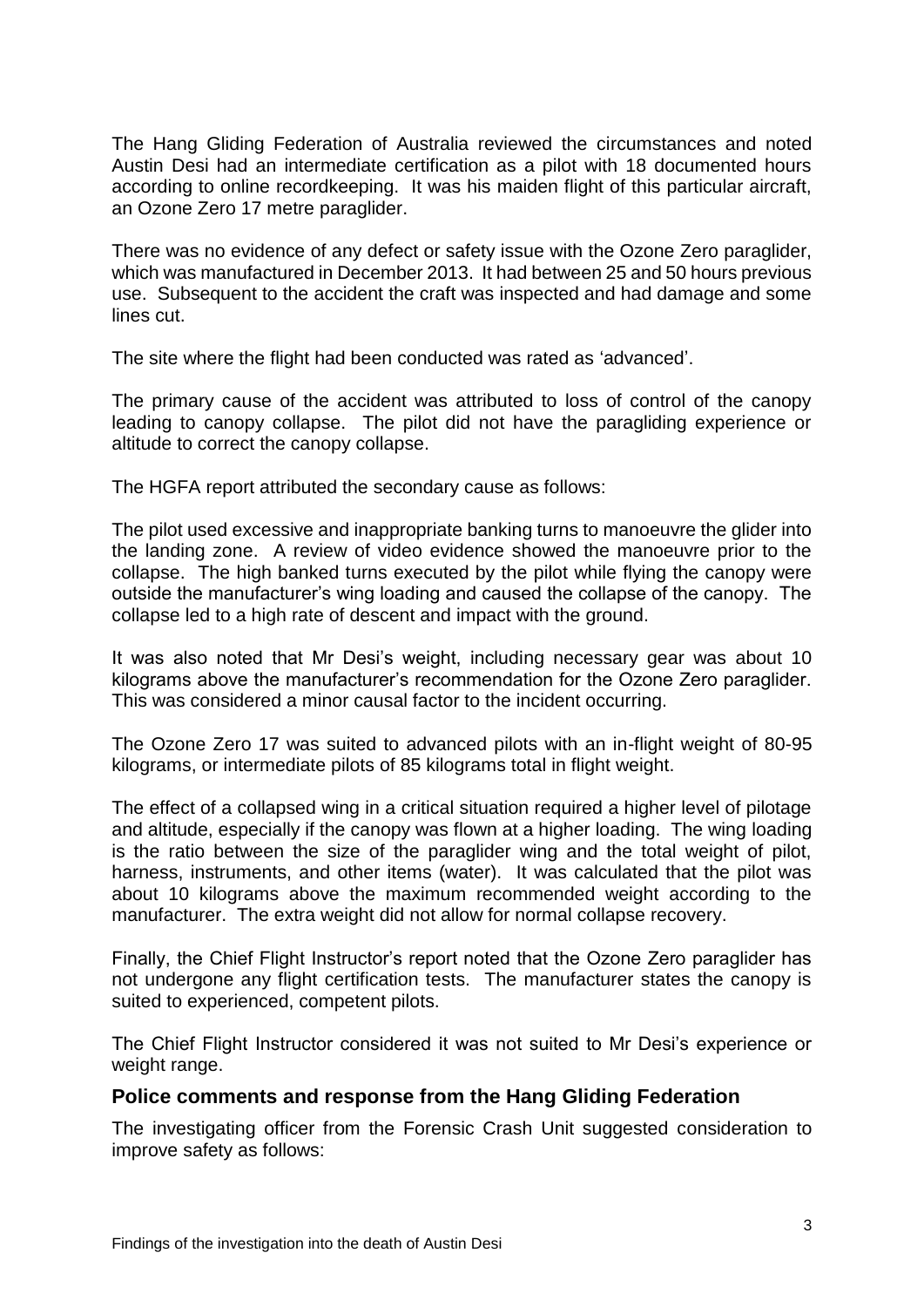The Hang Gliding Federation of Australia reviewed the circumstances and noted Austin Desi had an intermediate certification as a pilot with 18 documented hours according to online recordkeeping. It was his maiden flight of this particular aircraft, an Ozone Zero 17 metre paraglider.

There was no evidence of any defect or safety issue with the Ozone Zero paraglider, which was manufactured in December 2013. It had between 25 and 50 hours previous use. Subsequent to the accident the craft was inspected and had damage and some lines cut.

The site where the flight had been conducted was rated as 'advanced'.

The primary cause of the accident was attributed to loss of control of the canopy leading to canopy collapse. The pilot did not have the paragliding experience or altitude to correct the canopy collapse.

The HGFA report attributed the secondary cause as follows:

The pilot used excessive and inappropriate banking turns to manoeuvre the glider into the landing zone. A review of video evidence showed the manoeuvre prior to the collapse. The high banked turns executed by the pilot while flying the canopy were outside the manufacturer's wing loading and caused the collapse of the canopy. The collapse led to a high rate of descent and impact with the ground.

It was also noted that Mr Desi's weight, including necessary gear was about 10 kilograms above the manufacturer's recommendation for the Ozone Zero paraglider. This was considered a minor causal factor to the incident occurring.

The Ozone Zero 17 was suited to advanced pilots with an in-flight weight of 80-95 kilograms, or intermediate pilots of 85 kilograms total in flight weight.

The effect of a collapsed wing in a critical situation required a higher level of pilotage and altitude, especially if the canopy was flown at a higher loading. The wing loading is the ratio between the size of the paraglider wing and the total weight of pilot, harness, instruments, and other items (water). It was calculated that the pilot was about 10 kilograms above the maximum recommended weight according to the manufacturer. The extra weight did not allow for normal collapse recovery.

Finally, the Chief Flight Instructor's report noted that the Ozone Zero paraglider has not undergone any flight certification tests. The manufacturer states the canopy is suited to experienced, competent pilots.

The Chief Flight Instructor considered it was not suited to Mr Desi's experience or weight range.

## Police comments and response from the Hang Gliding Federation

The investigating officer from the Forensic Crash Unit suggested consideration to improve safety as follows: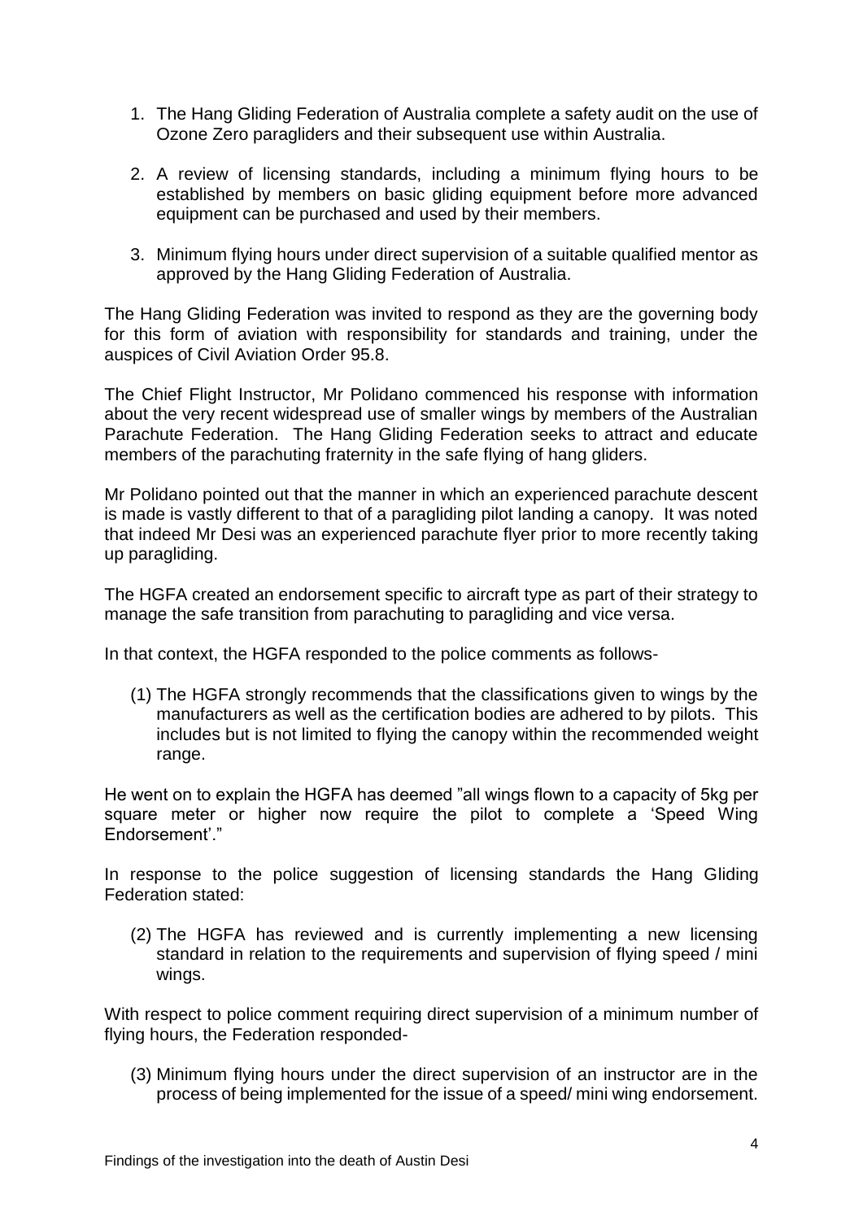1. The Hang Gliding Federation of Australia complete a safety audit on the use of Ozone Zero paragliders and their subsequent use within Australia.

2. A review of licensing standards, including a minimum flying hours to be established by members on basic gliding equipment before more advanced equipment can be purchased and used by their members.

3. Minimum flying hours under direct supervision of a suitable qualified mentor as approved by the Hang Gliding Federation of Australia.

The Hang Gliding Federation was invited to respond as they are the governing body for this form of aviation with responsibility for standards and training, under the auspices of Civil Aviation Order 95.8.

The Chief Flight Instructor, Mr Polidano commenced his response with information about the very recent widespread use of smaller wings by members of the Australian Parachute Federation. The Hang Gliding Federation seeks to attract and educate members of the parachuting fraternity in the safe flying of hang gliders.

Mr Polidano pointed out that the manner in which an experienced parachute descent is made is vastly different to that of a paragliding pilot landing a canopy. It was noted that indeed Mr Desi was an experienced parachute flyer prior to more recently taking up paragliding.

The HGFA created an endorsement specific to aircraft type as part of their strategy to manage the safe transition from parachuting to paragliding and vice versa.

In that context, the HGFA responded to the police comments as follows-

(1) The HGFA strongly recommends that the classifications given to wings by the manufacturers as well as the certification bodies are adhered to by pilots. This includes but is not limited to flying the canopy within the recommended weight range.

He went on to explain the HGFA has deemed "all wings flown to a capacity of 5kg per square meter or higher now require the pilot to complete a 'Speed Wing Endorsement'."

In response to the police suggestion of licensing standards the Hang Gliding Federation stated:

(2) The HGFA has reviewed and is currently implementing a new licensing standard in relation to the requirements and supervision of flying speed / mini wings.

With respect to police comment requiring direct supervision of a minimum number of flying hours, the Federation responded-

(3) Minimum flying hours under the direct supervision of an instructor are in the process of being implemented for the issue of a speed/ mini wing endorsement.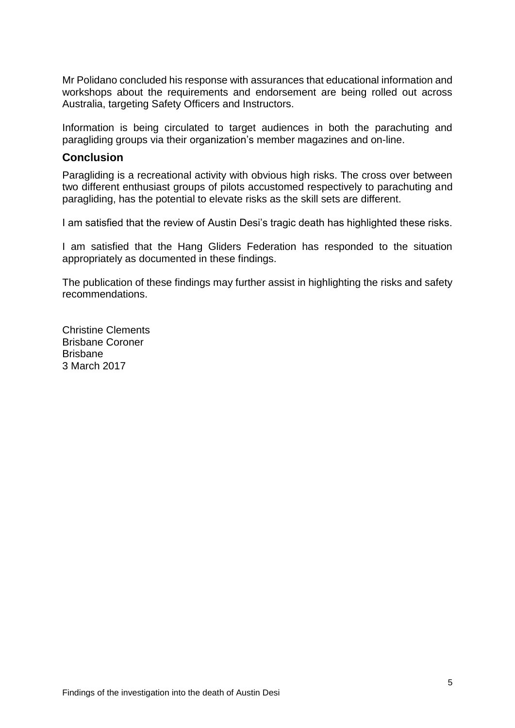Mr Polidano concluded his response with assurances that educational information and workshops about the requirements and endorsement are being rolled out across Australia, targeting Safety Officers and Instructors.

Information is being circulated to target audiences in both the parachuting and paragliding groups via their organization's member magazines and on-line.

## Conclusion

Paragliding is a recreational activity with obvious high risks. The cross over between two different enthusiast groups of pilots accustomed respectively to parachuting and paragliding, has the potential to elevate risks as the skill sets are different.

I am satisfied that the review of Austin Desi's tragic death has highlighted these risks.

I am satisfied that the Hang Gliders Federation has responded to the situation appropriately as documented in these findings.

The publication of these findings may further assist in highlighting the risks and safety recommendations.

Christine Clements
Brisbane Coroner
Brisbane
3 March 2017